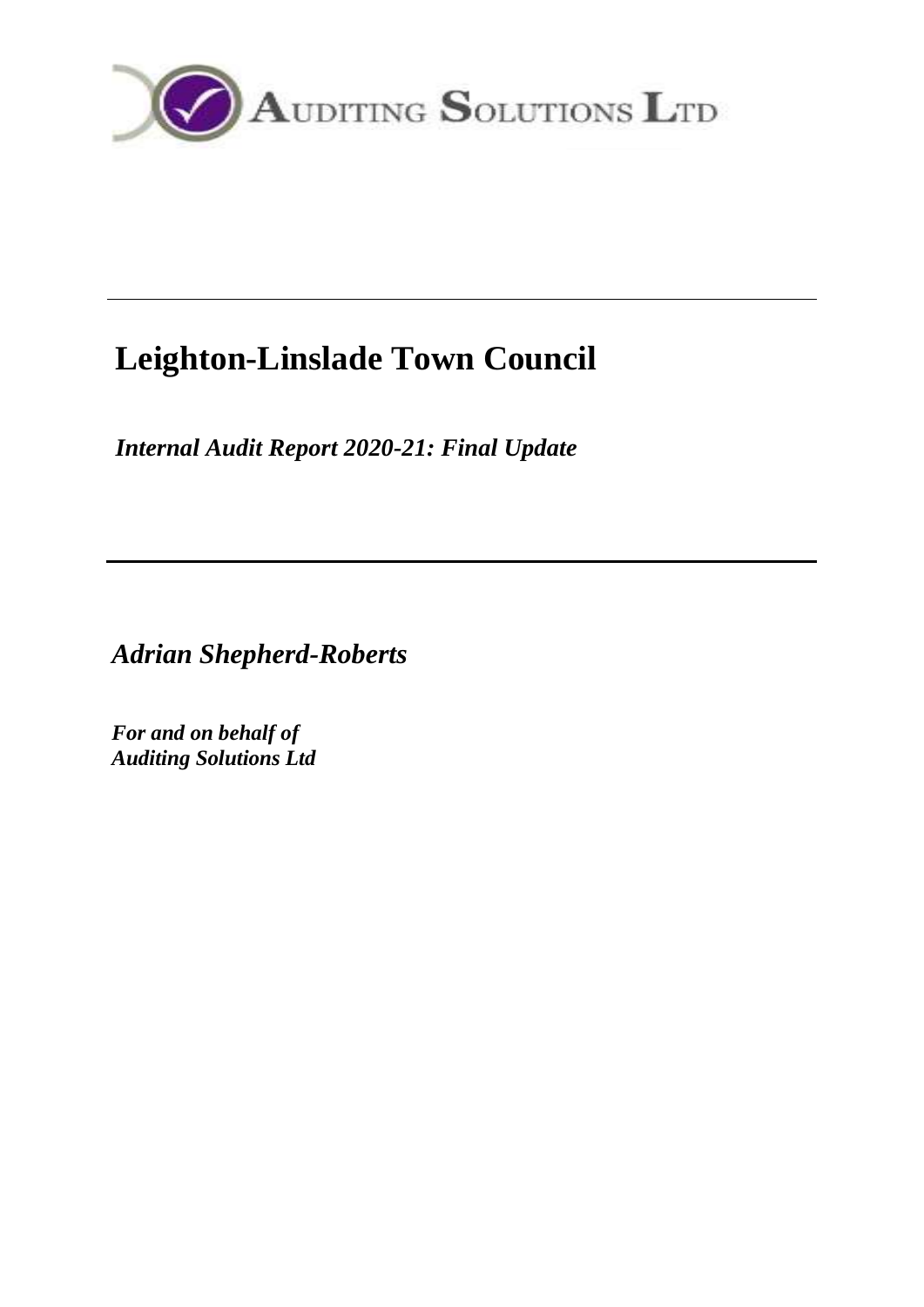AUDITING SOLUTIONS LTD

---

# Leighton-Linslade Town Council

*Internal Audit Report 2020-21: Final Update*

---

***Adrian Shepherd-Roberts***

***For and on behalf of***
***Auditing Solutions Ltd***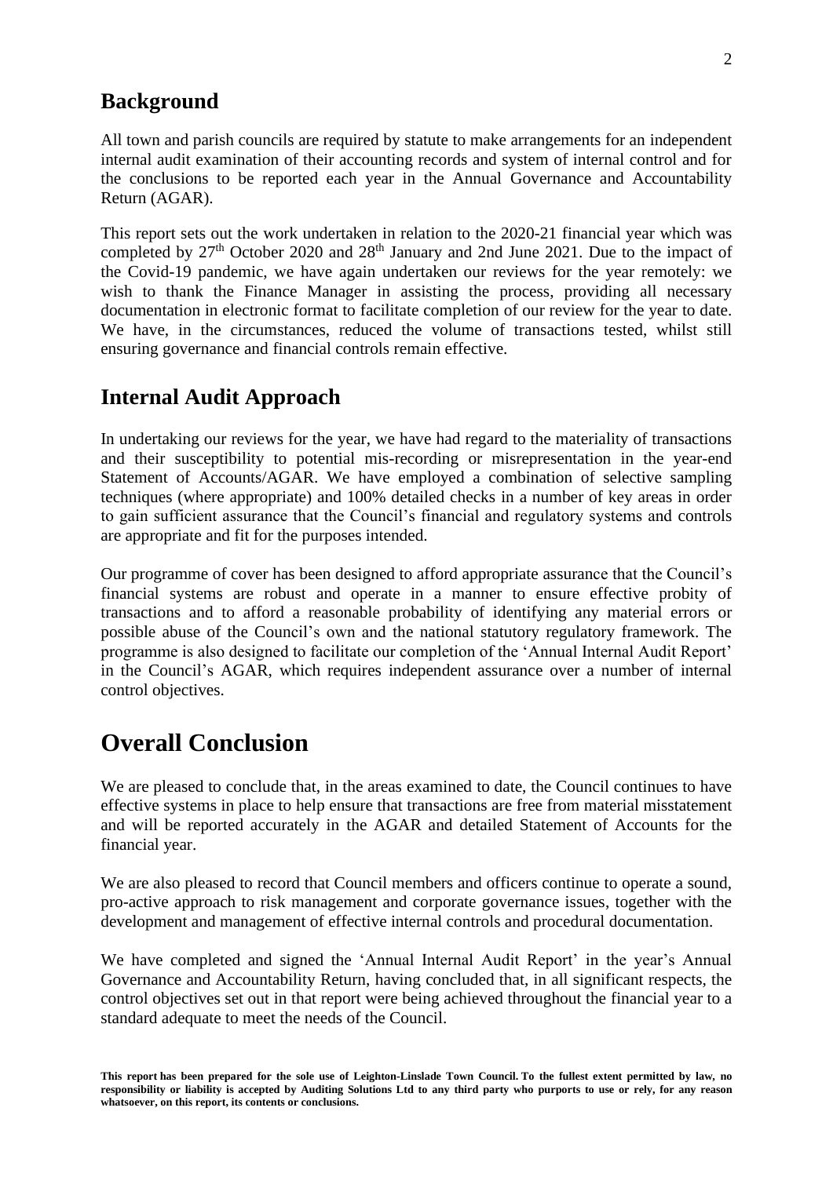## Background

All town and parish councils are required by statute to make arrangements for an independent internal audit examination of their accounting records and system of internal control and for the conclusions to be reported each year in the Annual Governance and Accountability Return (AGAR).

This report sets out the work undertaken in relation to the 2020-21 financial year which was completed by 27th October 2020 and 28th January and 2nd June 2021. Due to the impact of the Covid-19 pandemic, we have again undertaken our reviews for the year remotely: we wish to thank the Finance Manager in assisting the process, providing all necessary documentation in electronic format to facilitate completion of our review for the year to date. We have, in the circumstances, reduced the volume of transactions tested, whilst still ensuring governance and financial controls remain effective.

## Internal Audit Approach

In undertaking our reviews for the year, we have had regard to the materiality of transactions and their susceptibility to potential mis-recording or misrepresentation in the year-end Statement of Accounts/AGAR. We have employed a combination of selective sampling techniques (where appropriate) and 100% detailed checks in a number of key areas in order to gain sufficient assurance that the Council's financial and regulatory systems and controls are appropriate and fit for the purposes intended.

Our programme of cover has been designed to afford appropriate assurance that the Council's financial systems are robust and operate in a manner to ensure effective probity of transactions and to afford a reasonable probability of identifying any material errors or possible abuse of the Council's own and the national statutory regulatory framework. The programme is also designed to facilitate our completion of the 'Annual Internal Audit Report' in the Council's AGAR, which requires independent assurance over a number of internal control objectives.

# Overall Conclusion

We are pleased to conclude that, in the areas examined to date, the Council continues to have effective systems in place to help ensure that transactions are free from material misstatement and will be reported accurately in the AGAR and detailed Statement of Accounts for the financial year.

We are also pleased to record that Council members and officers continue to operate a sound, pro-active approach to risk management and corporate governance issues, together with the development and management of effective internal controls and procedural documentation.

We have completed and signed the 'Annual Internal Audit Report' in the year's Annual Governance and Accountability Return, having concluded that, in all significant respects, the control objectives set out in that report were being achieved throughout the financial year to a standard adequate to meet the needs of the Council.

**This report has been prepared for the sole use of Leighton-Linslade Town Council. To the fullest extent permitted by law, no responsibility or liability is accepted by Auditing Solutions Ltd to any third party who purports to use or rely, for any reason whatsoever, on this report, its contents or conclusions.**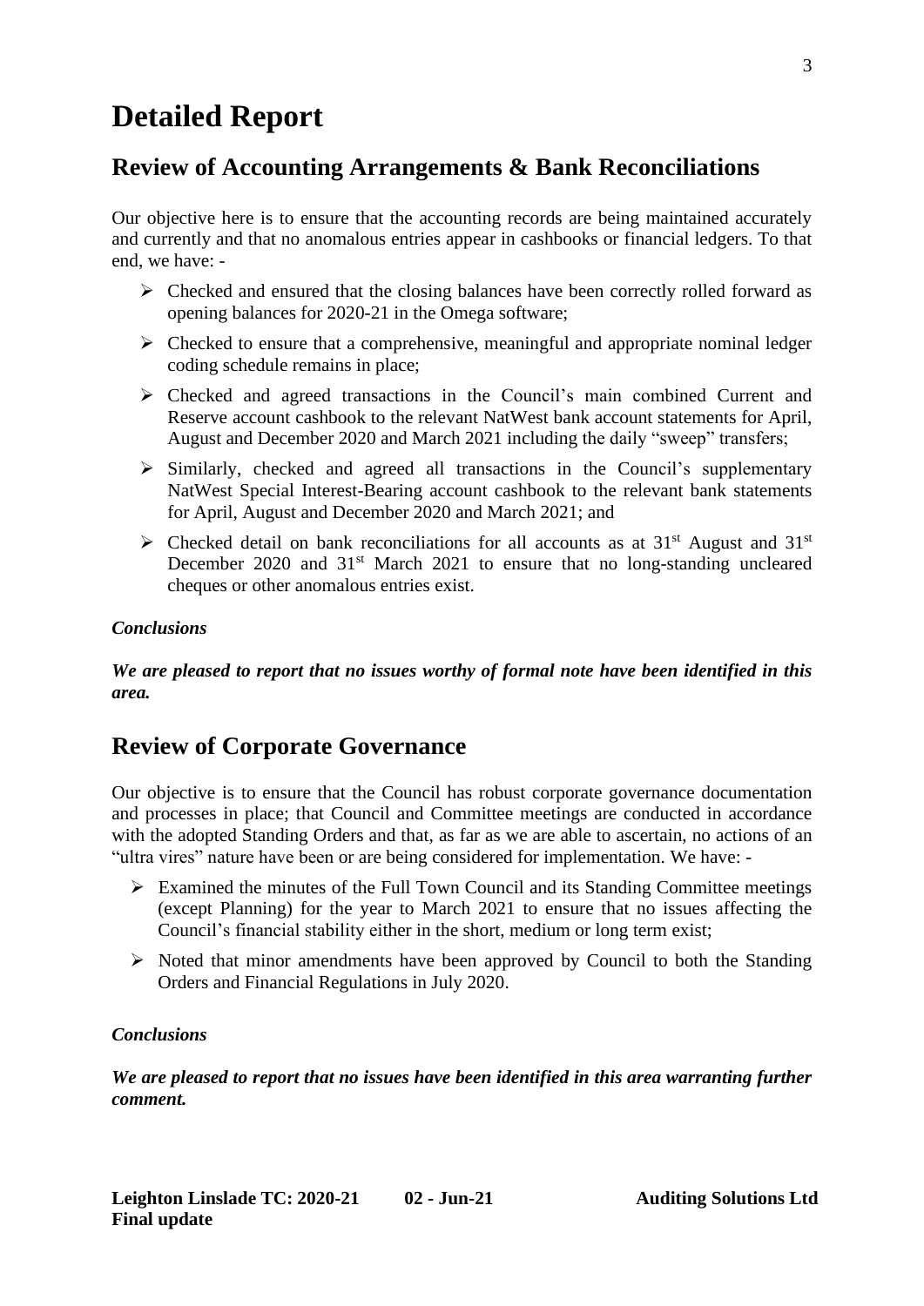# Detailed Report

## Review of Accounting Arrangements & Bank Reconciliations

Our objective here is to ensure that the accounting records are being maintained accurately and currently and that no anomalous entries appear in cashbooks or financial ledgers. To that end, we have: -

- Checked and ensured that the closing balances have been correctly rolled forward as opening balances for 2020-21 in the Omega software;
- Checked to ensure that a comprehensive, meaningful and appropriate nominal ledger coding schedule remains in place;
- Checked and agreed transactions in the Council's main combined Current and Reserve account cashbook to the relevant NatWest bank account statements for April, August and December 2020 and March 2021 including the daily "sweep" transfers;
- Similarly, checked and agreed all transactions in the Council's supplementary NatWest Special Interest-Bearing account cashbook to the relevant bank statements for April, August and December 2020 and March 2021; and
- Checked detail on bank reconciliations for all accounts as at 31st August and 31st December 2020 and 31st March 2021 to ensure that no long-standing uncleared cheques or other anomalous entries exist.

### *Conclusions*

***We are pleased to report that no issues worthy of formal note have been identified in this area.***

## Review of Corporate Governance

Our objective is to ensure that the Council has robust corporate governance documentation and processes in place; that Council and Committee meetings are conducted in accordance with the adopted Standing Orders and that, as far as we are able to ascertain, no actions of an "ultra vires" nature have been or are being considered for implementation. We have: -

- Examined the minutes of the Full Town Council and its Standing Committee meetings (except Planning) for the year to March 2021 to ensure that no issues affecting the Council's financial stability either in the short, medium or long term exist;
- Noted that minor amendments have been approved by Council to both the Standing Orders and Financial Regulations in July 2020.

### *Conclusions*

***We are pleased to report that no issues have been identified in this area warranting further comment.***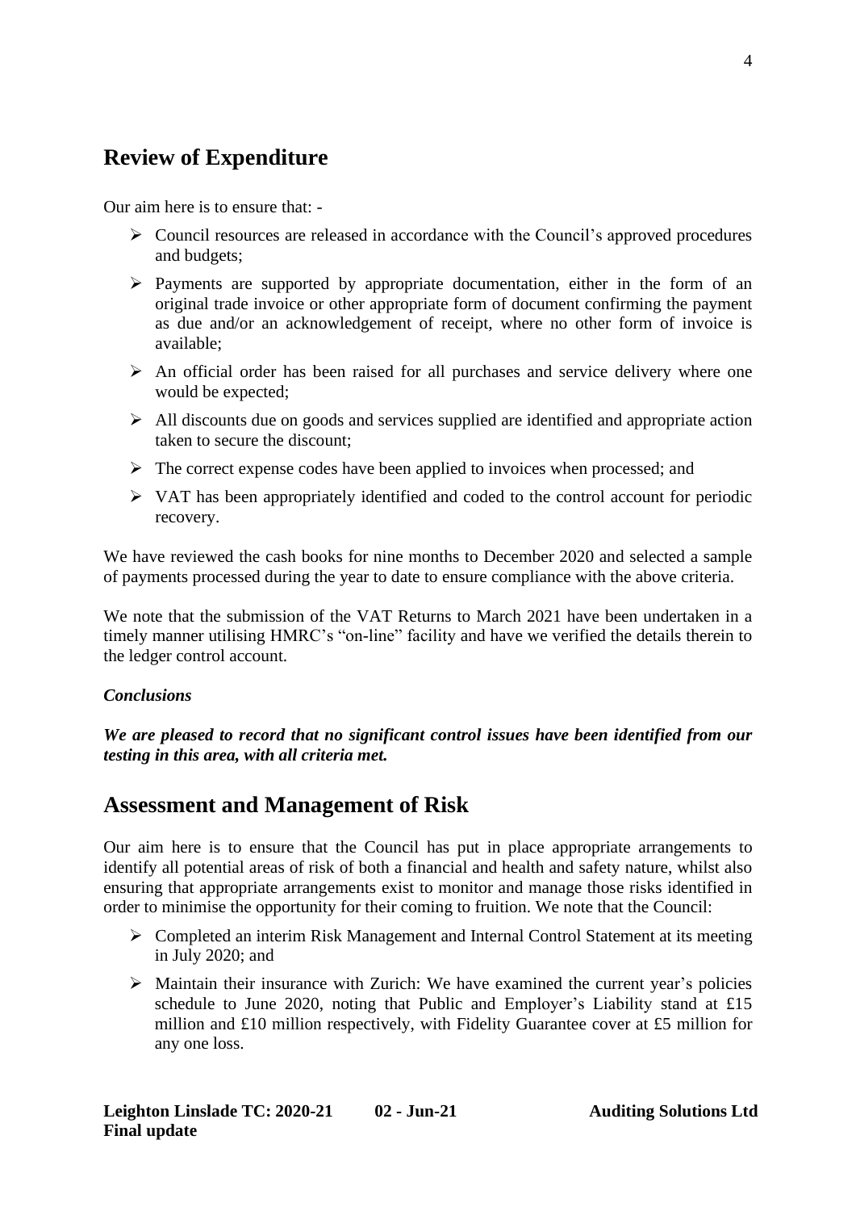## Review of Expenditure

Our aim here is to ensure that: -

- Council resources are released in accordance with the Council's approved procedures and budgets;
- Payments are supported by appropriate documentation, either in the form of an original trade invoice or other appropriate form of document confirming the payment as due and/or an acknowledgement of receipt, where no other form of invoice is available;
- An official order has been raised for all purchases and service delivery where one would be expected;
- All discounts due on goods and services supplied are identified and appropriate action taken to secure the discount;
- The correct expense codes have been applied to invoices when processed; and
- VAT has been appropriately identified and coded to the control account for periodic recovery.

We have reviewed the cash books for nine months to December 2020 and selected a sample of payments processed during the year to date to ensure compliance with the above criteria.

We note that the submission of the VAT Returns to March 2021 have been undertaken in a timely manner utilising HMRC's "on-line" facility and have we verified the details therein to the ledger control account.

***Conclusions***

***We are pleased to record that no significant control issues have been identified from our testing in this area, with all criteria met.***

## Assessment and Management of Risk

Our aim here is to ensure that the Council has put in place appropriate arrangements to identify all potential areas of risk of both a financial and health and safety nature, whilst also ensuring that appropriate arrangements exist to monitor and manage those risks identified in order to minimise the opportunity for their coming to fruition. We note that the Council:

- Completed an interim Risk Management and Internal Control Statement at its meeting in July 2020; and
- Maintain their insurance with Zurich: We have examined the current year's policies schedule to June 2020, noting that Public and Employer's Liability stand at £15 million and £10 million respectively, with Fidelity Guarantee cover at £5 million for any one loss.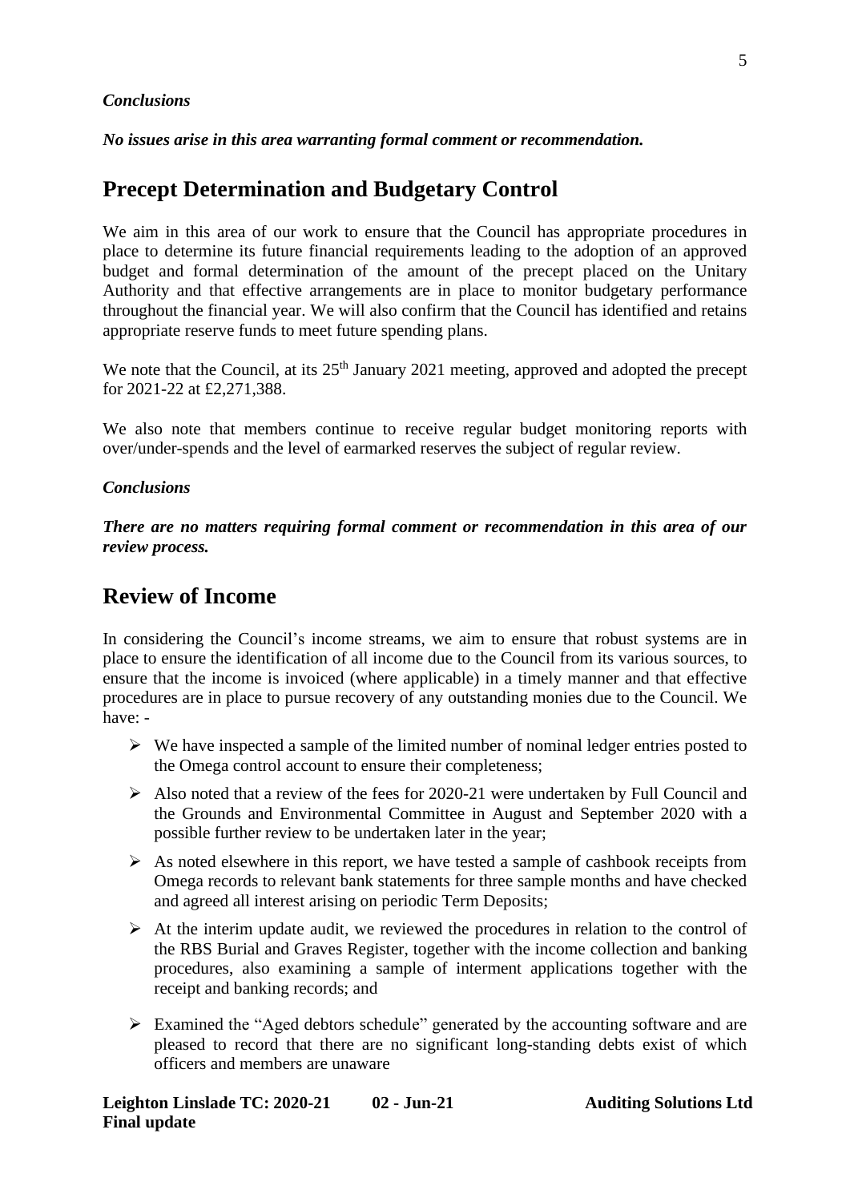***Conclusions***

***No issues arise in this area warranting formal comment or recommendation.***

## Precept Determination and Budgetary Control

We aim in this area of our work to ensure that the Council has appropriate procedures in place to determine its future financial requirements leading to the adoption of an approved budget and formal determination of the amount of the precept placed on the Unitary Authority and that effective arrangements are in place to monitor budgetary performance throughout the financial year. We will also confirm that the Council has identified and retains appropriate reserve funds to meet future spending plans.

We note that the Council, at its 25th January 2021 meeting, approved and adopted the precept for 2021-22 at £2,271,388.

We also note that members continue to receive regular budget monitoring reports with over/under-spends and the level of earmarked reserves the subject of regular review.

***Conclusions***

***There are no matters requiring formal comment or recommendation in this area of our review process.***

## Review of Income

In considering the Council's income streams, we aim to ensure that robust systems are in place to ensure the identification of all income due to the Council from its various sources, to ensure that the income is invoiced (where applicable) in a timely manner and that effective procedures are in place to pursue recovery of any outstanding monies due to the Council. We have: -

- We have inspected a sample of the limited number of nominal ledger entries posted to the Omega control account to ensure their completeness;
- Also noted that a review of the fees for 2020-21 were undertaken by Full Council and the Grounds and Environmental Committee in August and September 2020 with a possible further review to be undertaken later in the year;
- As noted elsewhere in this report, we have tested a sample of cashbook receipts from Omega records to relevant bank statements for three sample months and have checked and agreed all interest arising on periodic Term Deposits;
- At the interim update audit, we reviewed the procedures in relation to the control of the RBS Burial and Graves Register, together with the income collection and banking procedures, also examining a sample of interment applications together with the receipt and banking records; and
- Examined the "Aged debtors schedule" generated by the accounting software and are pleased to record that there are no significant long-standing debts exist of which officers and members are unaware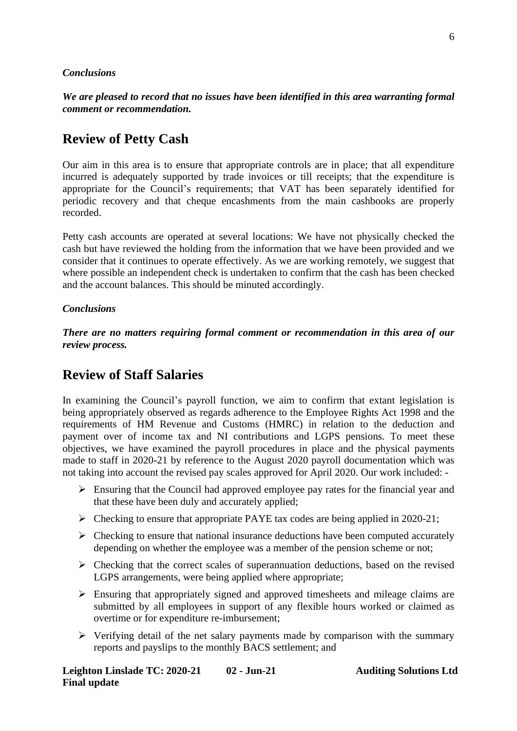***Conclusions***

***We are pleased to record that no issues have been identified in this area warranting formal comment or recommendation.***

## Review of Petty Cash

Our aim in this area is to ensure that appropriate controls are in place; that all expenditure incurred is adequately supported by trade invoices or till receipts; that the expenditure is appropriate for the Council's requirements; that VAT has been separately identified for periodic recovery and that cheque encashments from the main cashbooks are properly recorded.

Petty cash accounts are operated at several locations: We have not physically checked the cash but have reviewed the holding from the information that we have been provided and we consider that it continues to operate effectively. As we are working remotely, we suggest that where possible an independent check is undertaken to confirm that the cash has been checked and the account balances. This should be minuted accordingly.

***Conclusions***

***There are no matters requiring formal comment or recommendation in this area of our review process.***

## Review of Staff Salaries

In examining the Council's payroll function, we aim to confirm that extant legislation is being appropriately observed as regards adherence to the Employee Rights Act 1998 and the requirements of HM Revenue and Customs (HMRC) in relation to the deduction and payment over of income tax and NI contributions and LGPS pensions. To meet these objectives, we have examined the payroll procedures in place and the physical payments made to staff in 2020-21 by reference to the August 2020 payroll documentation which was not taking into account the revised pay scales approved for April 2020. Our work included: -

- Ensuring that the Council had approved employee pay rates for the financial year and that these have been duly and accurately applied;
- Checking to ensure that appropriate PAYE tax codes are being applied in 2020-21;
- Checking to ensure that national insurance deductions have been computed accurately depending on whether the employee was a member of the pension scheme or not;
- Checking that the correct scales of superannuation deductions, based on the revised LGPS arrangements, were being applied where appropriate;
- Ensuring that appropriately signed and approved timesheets and mileage claims are submitted by all employees in support of any flexible hours worked or claimed as overtime or for expenditure re-imbursement;
- Verifying detail of the net salary payments made by comparison with the summary reports and payslips to the monthly BACS settlement; and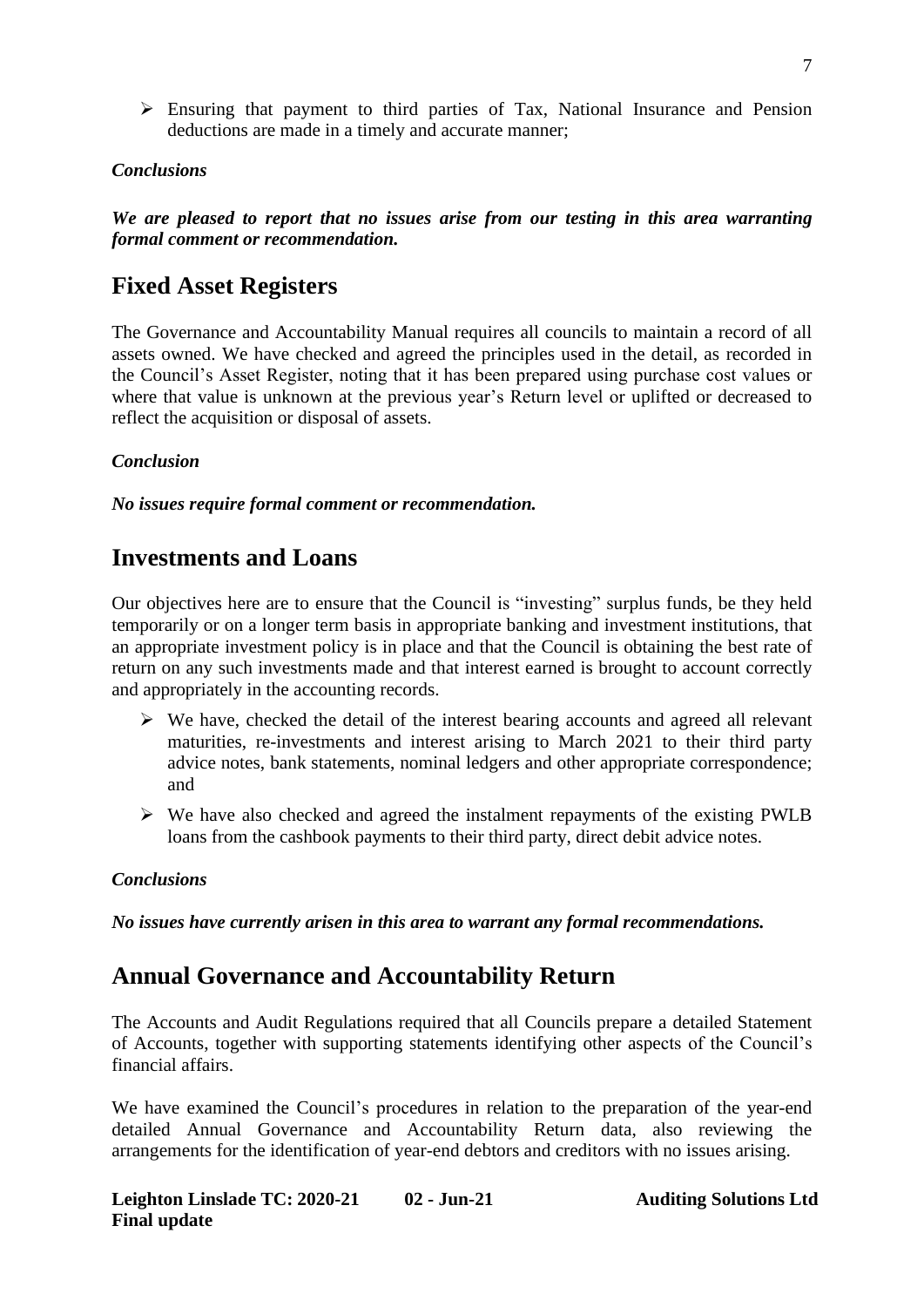- Ensuring that payment to third parties of Tax, National Insurance and Pension deductions are made in a timely and accurate manner;

***Conclusions***

***We are pleased to report that no issues arise from our testing in this area warranting formal comment or recommendation.***

## Fixed Asset Registers

The Governance and Accountability Manual requires all councils to maintain a record of all assets owned. We have checked and agreed the principles used in the detail, as recorded in the Council's Asset Register, noting that it has been prepared using purchase cost values or where that value is unknown at the previous year's Return level or uplifted or decreased to reflect the acquisition or disposal of assets.

***Conclusion***

***No issues require formal comment or recommendation.***

## Investments and Loans

Our objectives here are to ensure that the Council is "investing" surplus funds, be they held temporarily or on a longer term basis in appropriate banking and investment institutions, that an appropriate investment policy is in place and that the Council is obtaining the best rate of return on any such investments made and that interest earned is brought to account correctly and appropriately in the accounting records.

- We have, checked the detail of the interest bearing accounts and agreed all relevant maturities, re-investments and interest arising to March 2021 to their third party advice notes, bank statements, nominal ledgers and other appropriate correspondence; and
- We have also checked and agreed the instalment repayments of the existing PWLB loans from the cashbook payments to their third party, direct debit advice notes.

***Conclusions***

***No issues have currently arisen in this area to warrant any formal recommendations.***

## Annual Governance and Accountability Return

The Accounts and Audit Regulations required that all Councils prepare a detailed Statement of Accounts, together with supporting statements identifying other aspects of the Council's financial affairs.

We have examined the Council's procedures in relation to the preparation of the year-end detailed Annual Governance and Accountability Return data, also reviewing the arrangements for the identification of year-end debtors and creditors with no issues arising.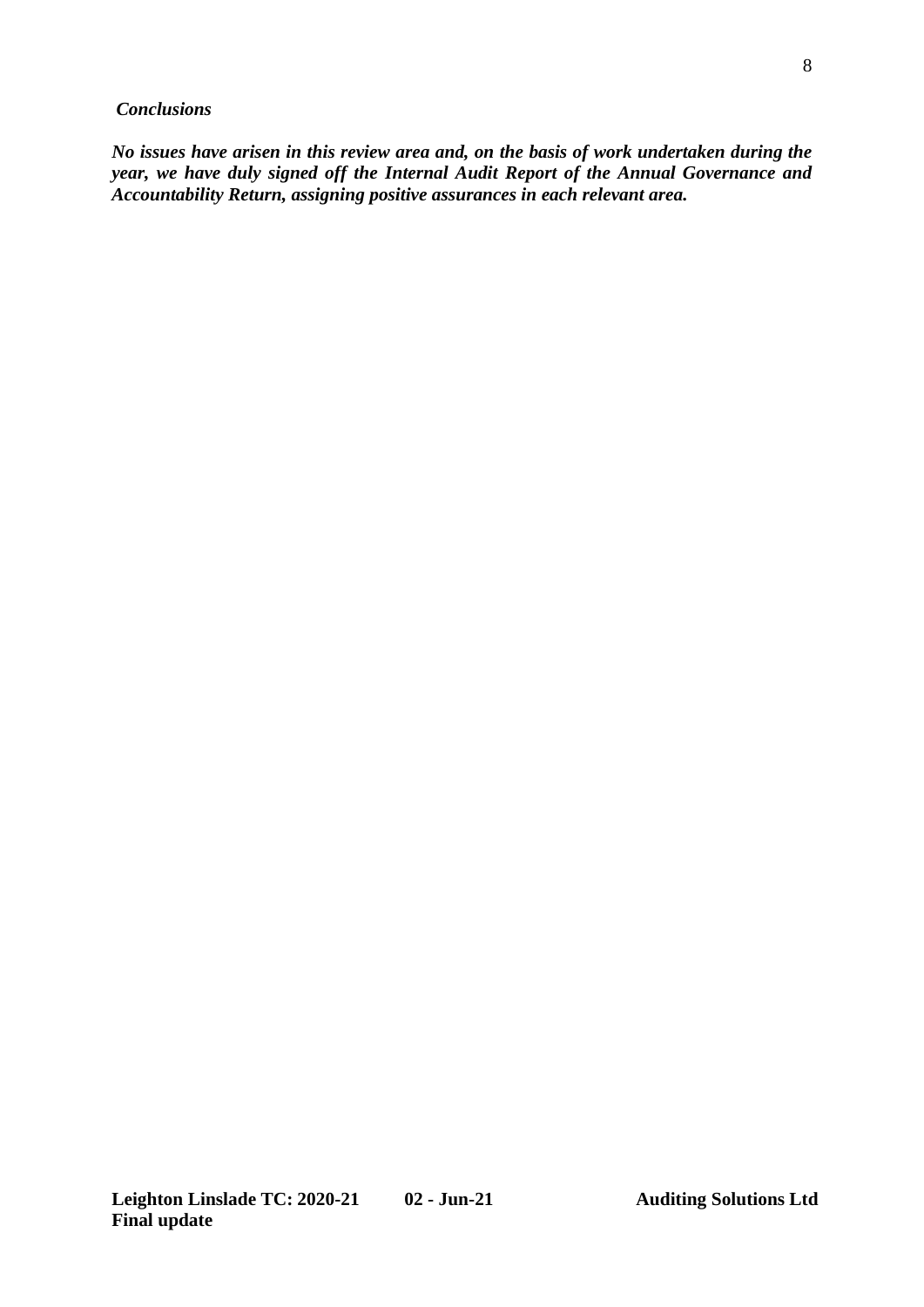*Conclusions*

***No issues have arisen in this review area and, on the basis of work undertaken during the year, we have duly signed off the Internal Audit Report of the Annual Governance and Accountability Return, assigning positive assurances in each relevant area.***